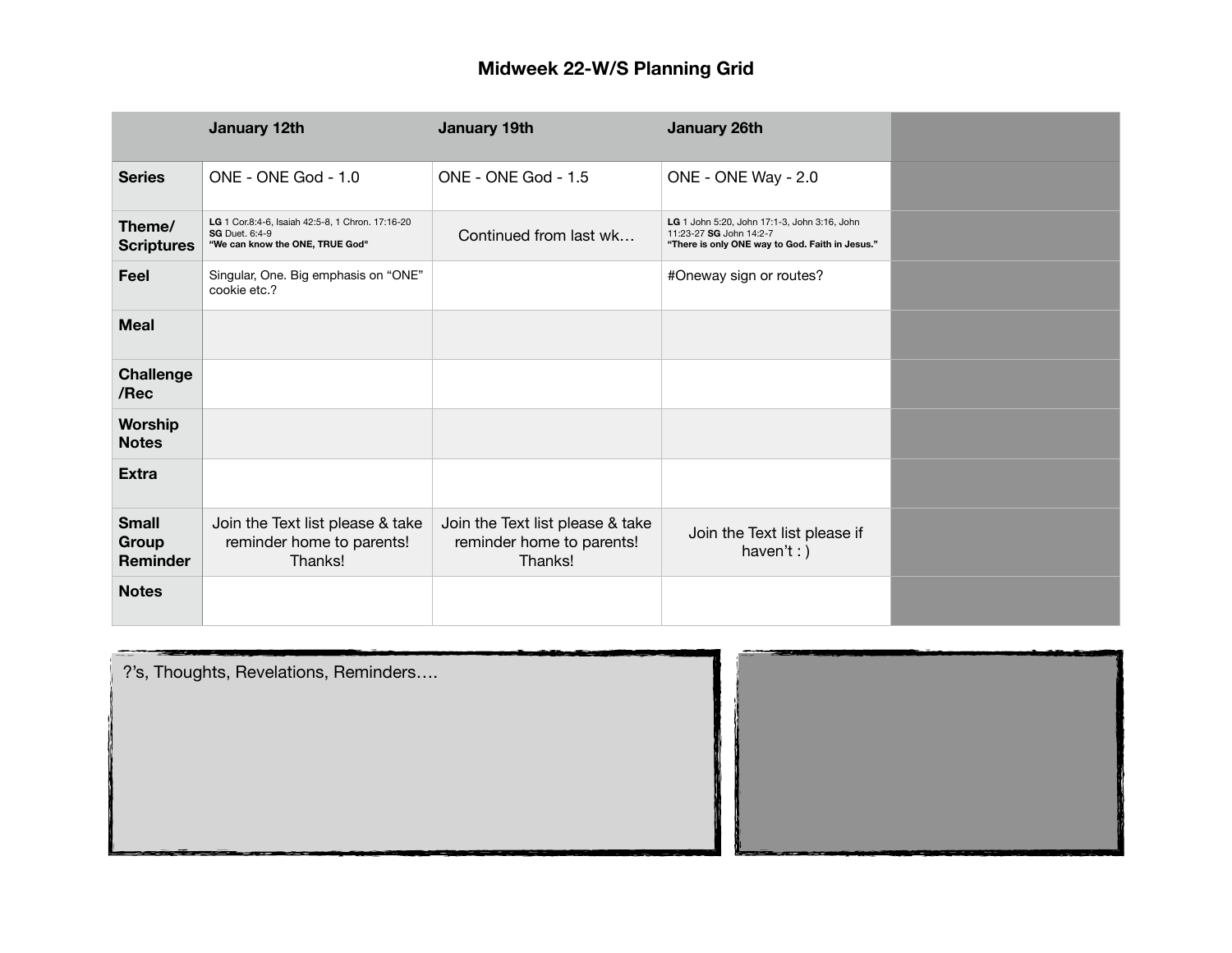# Midweek 22-W/S Planning Grid

| | January 12th | January 19th | January 26th | |
|---|---|---|---|---|
| **Series** | ONE - ONE God - 1.0 | ONE - ONE God - 1.5 | ONE - ONE Way - 2.0 | |
| **Theme/ Scriptures** | **LG** 1 Cor.8:4-6, Isaiah 42:5-8, 1 Chron. 17:16-20 **SG** Duet. 6:4-9 **"We can know the ONE, TRUE God"** | Continued from last wk… | **LG** 1 John 5:20, John 17:1-3, John 3:16, John 11:23-27 **SG** John 14:2-7 **"There is only ONE way to God. Faith in Jesus."** | |
| **Feel** | Singular, One. Big emphasis on "ONE" cookie etc.? | | #Oneway sign or routes? | |
| **Meal** | | | | |
| **Challenge /Rec** | | | | |
| **Worship Notes** | | | | |
| **Extra** | | | | |
| **Small Group Reminder** | Join the Text list please & take reminder home to parents! Thanks! | Join the Text list please & take reminder home to parents! Thanks! | Join the Text list please if haven't : ) | |
| **Notes** | | | | |

?'s, Thoughts, Revelations, Reminders….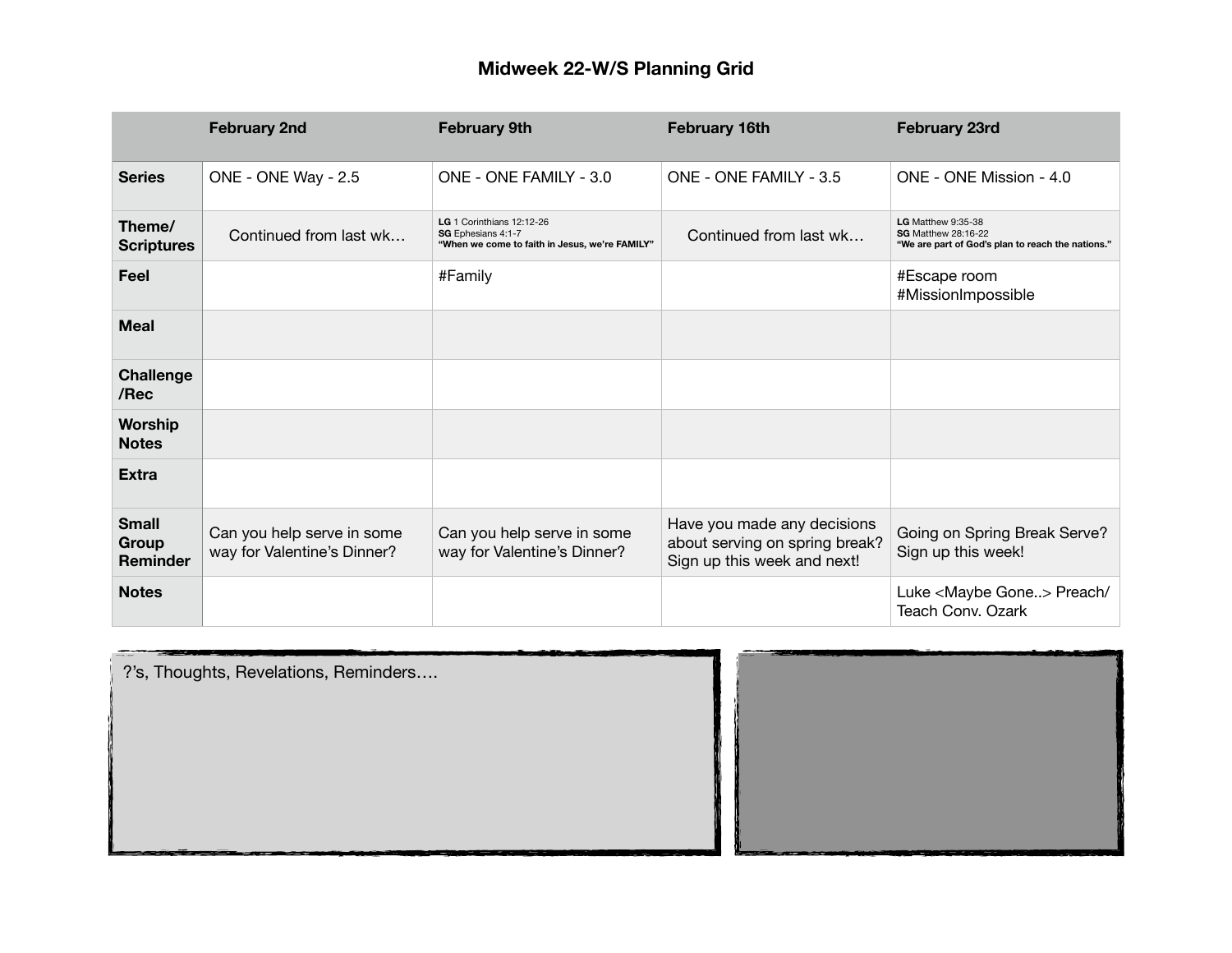# Midweek 22-W/S Planning Grid

| | February 2nd | February 9th | February 16th | February 23rd |
|---|---|---|---|---|
| **Series** | ONE - ONE Way - 2.5 | ONE - ONE FAMILY - 3.0 | ONE - ONE FAMILY - 3.5 | ONE - ONE Mission - 4.0 |
| **Theme/ Scriptures** | Continued from last wk… | **LG** 1 Corinthians 12:12-26 **SG** Ephesians 4:1-7 **"When we come to faith in Jesus, we're FAMILY"** | Continued from last wk… | **LG** Matthew 9:35-38 **SG** Matthew 28:16-22 **"We are part of God's plan to reach the nations."** |
| **Feel** | | #Family | | #Escape room #MissionImpossible |
| **Meal** | | | | |
| **Challenge /Rec** | | | | |
| **Worship Notes** | | | | |
| **Extra** | | | | |
| **Small Group Reminder** | Can you help serve in some way for Valentine's Dinner? | Can you help serve in some way for Valentine's Dinner? | Have you made any decisions about serving on spring break? Sign up this week and next! | Going on Spring Break Serve? Sign up this week! |
| **Notes** | | | | Luke <Maybe Gone..> Preach/ Teach Conv. Ozark |

?'s, Thoughts, Revelations, Reminders….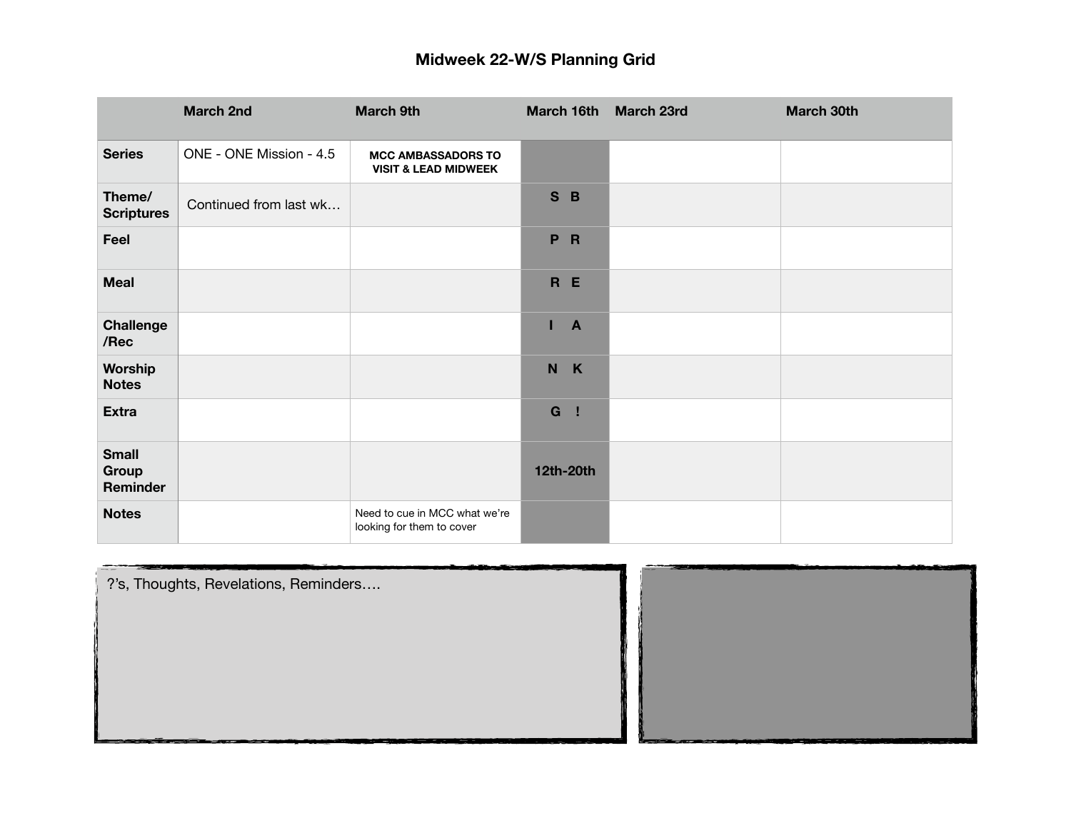# Midweek 22-W/S Planning Grid

| | March 2nd | March 9th | March 16th | March 23rd | March 30th |
|---|---|---|---|---|---|
| **Series** | ONE - ONE Mission - 4.5 | **MCC AMBASSADORS TO VISIT & LEAD MIDWEEK** | | | |
| **Theme/ Scriptures** | Continued from last wk… | | **S B** | | |
| **Feel** | | | **P R** | | |
| **Meal** | | | **R E** | | |
| **Challenge /Rec** | | | **I A** | | |
| **Worship Notes** | | | **N K** | | |
| **Extra** | | | **G !** | | |
| **Small Group Reminder** | | | **12th-20th** | | |
| **Notes** | | Need to cue in MCC what we're looking for them to cover | | | |

?'s, Thoughts, Revelations, Reminders….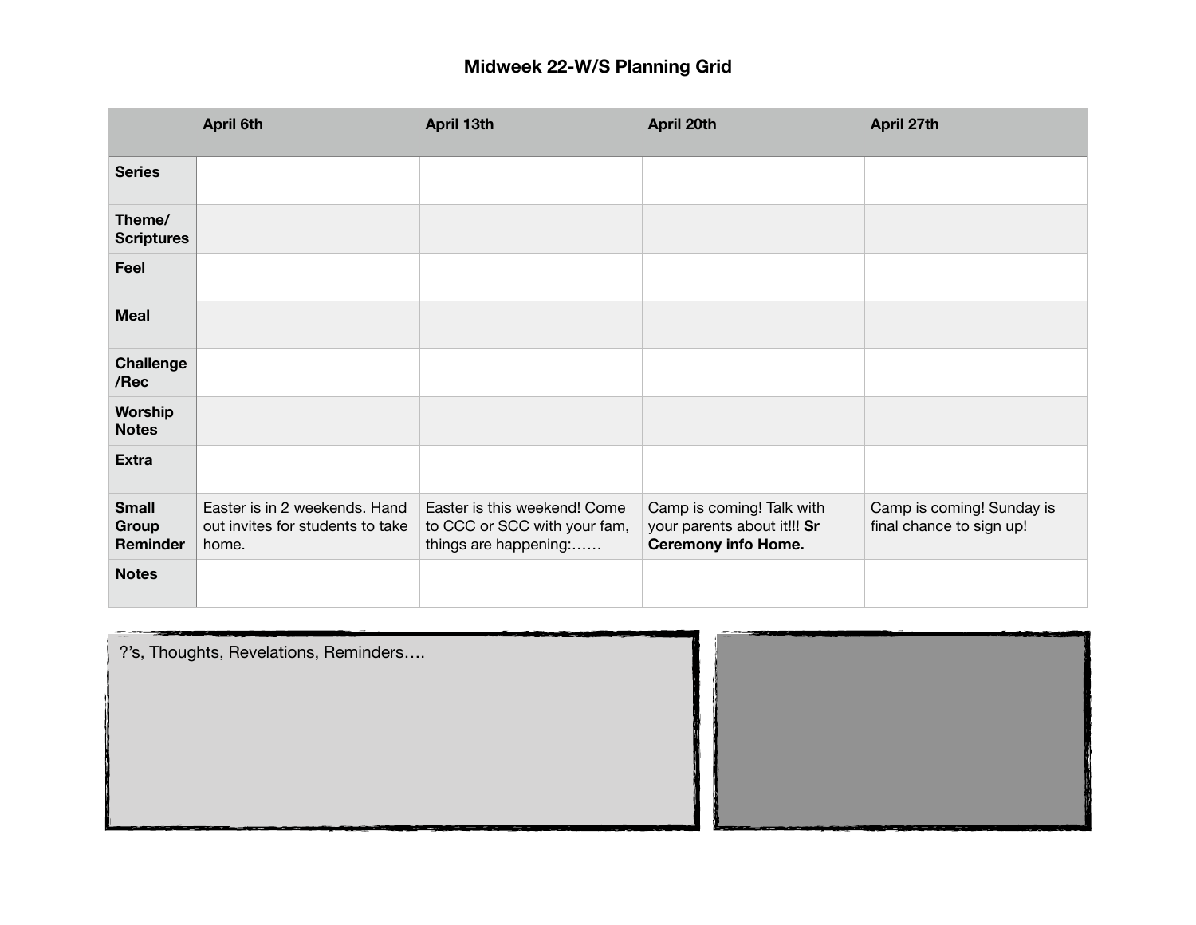# Midweek 22-W/S Planning Grid

| | April 6th | April 13th | April 20th | April 27th |
|---|---|---|---|---|
| **Series** | | | | |
| **Theme/ Scriptures** | | | | |
| **Feel** | | | | |
| **Meal** | | | | |
| **Challenge /Rec** | | | | |
| **Worship Notes** | | | | |
| **Extra** | | | | |
| **Small Group Reminder** | Easter is in 2 weekends. Hand out invites for students to take home. | Easter is this weekend! Come to CCC or SCC with your fam, things are happening:…… | Camp is coming! Talk with your parents about it!!! **Sr Ceremony info Home.** | Camp is coming! Sunday is final chance to sign up! |
| **Notes** | | | | |

?'s, Thoughts, Revelations, Reminders….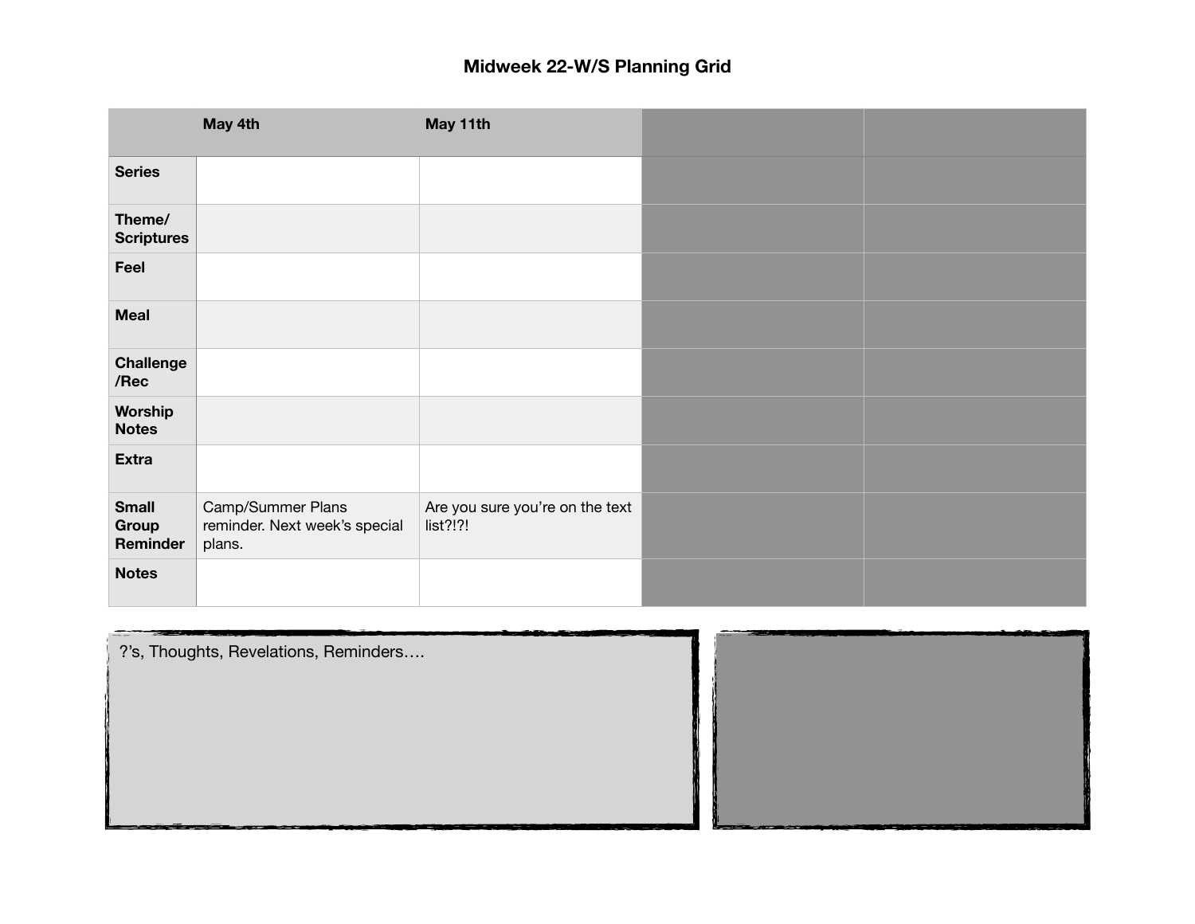# Midweek 22-W/S Planning Grid

| | May 4th | May 11th | | |
|---|---|---|---|---|
| **Series** | | | | |
| **Theme/ Scriptures** | | | | |
| **Feel** | | | | |
| **Meal** | | | | |
| **Challenge /Rec** | | | | |
| **Worship Notes** | | | | |
| **Extra** | | | | |
| **Small Group Reminder** | Camp/Summer Plans reminder. Next week's special plans. | Are you sure you're on the text list?!?! | | |
| **Notes** | | | | |

?'s, Thoughts, Revelations, Reminders….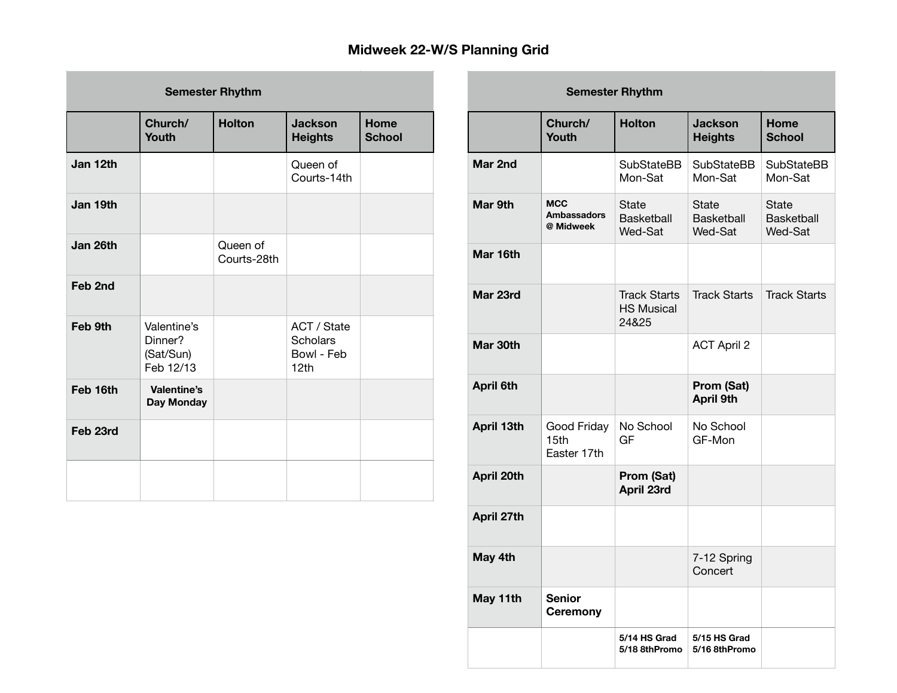# Midweek 22-W/S Planning Grid

| Semester Rhythm | | | | |
|---|---|---|---|---|
| | Church/ Youth | Holton | Jackson Heights | Home School |
| Jan 12th | | | Queen of Courts-14th | |
| Jan 19th | | | | |
| Jan 26th | | Queen of Courts-28th | | |
| Feb 2nd | | | | |
| Feb 9th | Valentine's Dinner? (Sat/Sun) Feb 12/13 | | ACT / State Scholars Bowl - Feb 12th | |
| Feb 16th | **Valentine's Day Monday** | | | |
| Feb 23rd | | | | |
| | | | | |

| Semester Rhythm | | | | |
|---|---|---|---|---|
| | Church/ Youth | Holton | Jackson Heights | Home School |
| Mar 2nd | | SubStateBB Mon-Sat | SubStateBB Mon-Sat | SubStateBB Mon-Sat |
| Mar 9th | **MCC Ambassadors @ Midweek** | State Basketball Wed-Sat | State Basketball Wed-Sat | State Basketball Wed-Sat |
| Mar 16th | | | | |
| Mar 23rd | | Track Starts HS Musical 24&25 | Track Starts | Track Starts |
| Mar 30th | | | ACT April 2 | |
| April 6th | | | **Prom (Sat) April 9th** | |
| April 13th | Good Friday 15th Easter 17th | No School GF | No School GF-Mon | |
| April 20th | | **Prom (Sat) April 23rd** | | |
| April 27th | | | | |
| May 4th | | | 7-12 Spring Concert | |
| May 11th | **Senior Ceremony** | | | |
| | | **5/14 HS Grad 5/18 8thPromo** | **5/15 HS Grad 5/16 8thPromo** | |